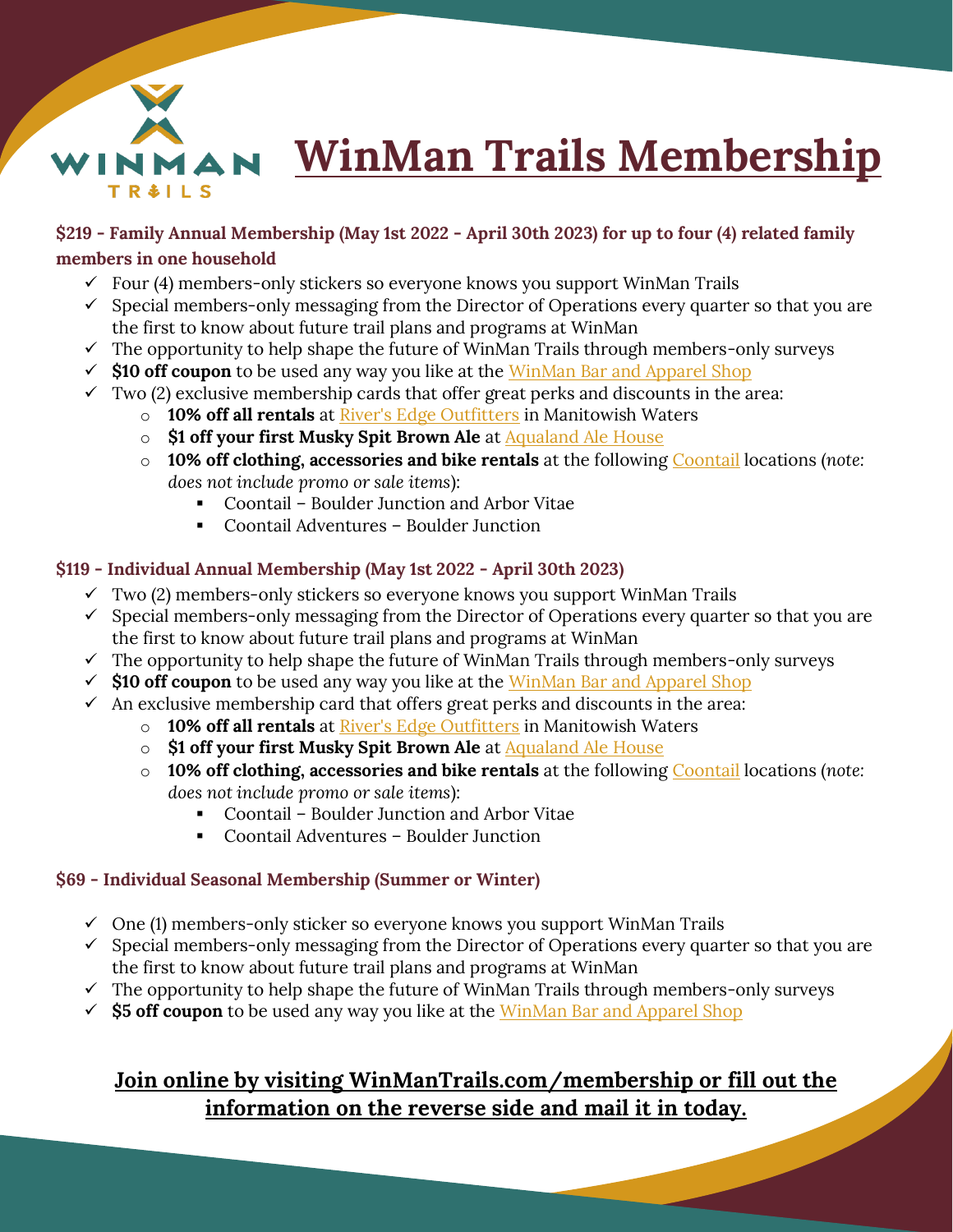# WinMan Trails Membership

**$219 - Family Annual Membership (May 1st 2022 - April 30th 2023) for up to four (4) related family members in one household**

- ✓ Four (4) members-only stickers so everyone knows you support WinMan Trails
- ✓ Special members-only messaging from the Director of Operations every quarter so that you are the first to know about future trail plans and programs at WinMan
- ✓ The opportunity to help shape the future of WinMan Trails through members-only surveys
- ✓ **$10 off coupon** to be used any way you like at the WinMan Bar and Apparel Shop
- ✓ Two (2) exclusive membership cards that offer great perks and discounts in the area:
  - **10% off all rentals** at River's Edge Outfitters in Manitowish Waters
  - **$1 off your first Musky Spit Brown Ale** at Aqualand Ale House
  - **10% off clothing, accessories and bike rentals** at the following Coontail locations (*note: does not include promo or sale items*):
    - Coontail – Boulder Junction and Arbor Vitae
    - Coontail Adventures – Boulder Junction

**$119 - Individual Annual Membership (May 1st 2022 - April 30th 2023)**

- ✓ Two (2) members-only stickers so everyone knows you support WinMan Trails
- ✓ Special members-only messaging from the Director of Operations every quarter so that you are the first to know about future trail plans and programs at WinMan
- ✓ The opportunity to help shape the future of WinMan Trails through members-only surveys
- ✓ **$10 off coupon** to be used any way you like at the WinMan Bar and Apparel Shop
- ✓ An exclusive membership card that offers great perks and discounts in the area:
  - **10% off all rentals** at River's Edge Outfitters in Manitowish Waters
  - **$1 off your first Musky Spit Brown Ale** at Aqualand Ale House
  - **10% off clothing, accessories and bike rentals** at the following Coontail locations (*note: does not include promo or sale items*):
    - Coontail – Boulder Junction and Arbor Vitae
    - Coontail Adventures – Boulder Junction

**$69 - Individual Seasonal Membership (Summer or Winter)**

- ✓ One (1) members-only sticker so everyone knows you support WinMan Trails
- ✓ Special members-only messaging from the Director of Operations every quarter so that you are the first to know about future trail plans and programs at WinMan
- ✓ The opportunity to help shape the future of WinMan Trails through members-only surveys
- ✓ **$5 off coupon** to be used any way you like at the WinMan Bar and Apparel Shop

**Join online by visiting WinManTrails.com/membership or fill out the information on the reverse side and mail it in today.**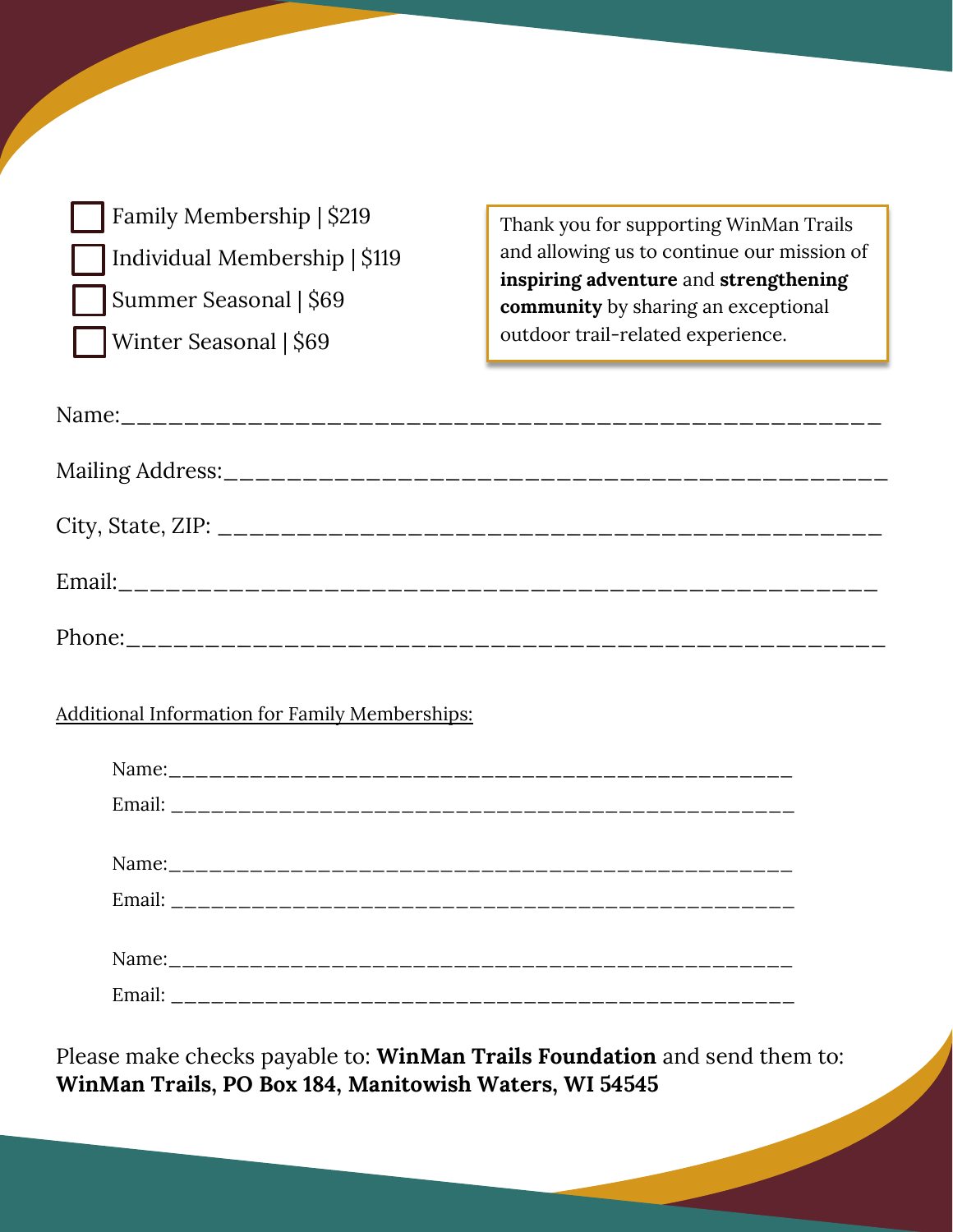- [ ] Family Membership | $219
- [ ] Individual Membership | $119
- [ ] Summer Seasonal | $69
- [ ] Winter Seasonal | $69

Thank you for supporting WinMan Trails and allowing us to continue our mission of **inspiring adventure** and **strengthening community** by sharing an exceptional outdoor trail-related experience.

Name:_______________________________________________

Mailing Address:_________________________________________

City, State, ZIP: ________________________________________

Email:_______________________________________________

Phone:_______________________________________________

Additional Information for Family Memberships:

Name:_______________________________________________

Email: _______________________________________________

Name:_______________________________________________

Email: _______________________________________________

Name:_______________________________________________

Email: _______________________________________________

Please make checks payable to: **WinMan Trails Foundation** and send them to: **WinMan Trails, PO Box 184, Manitowish Waters, WI 54545**